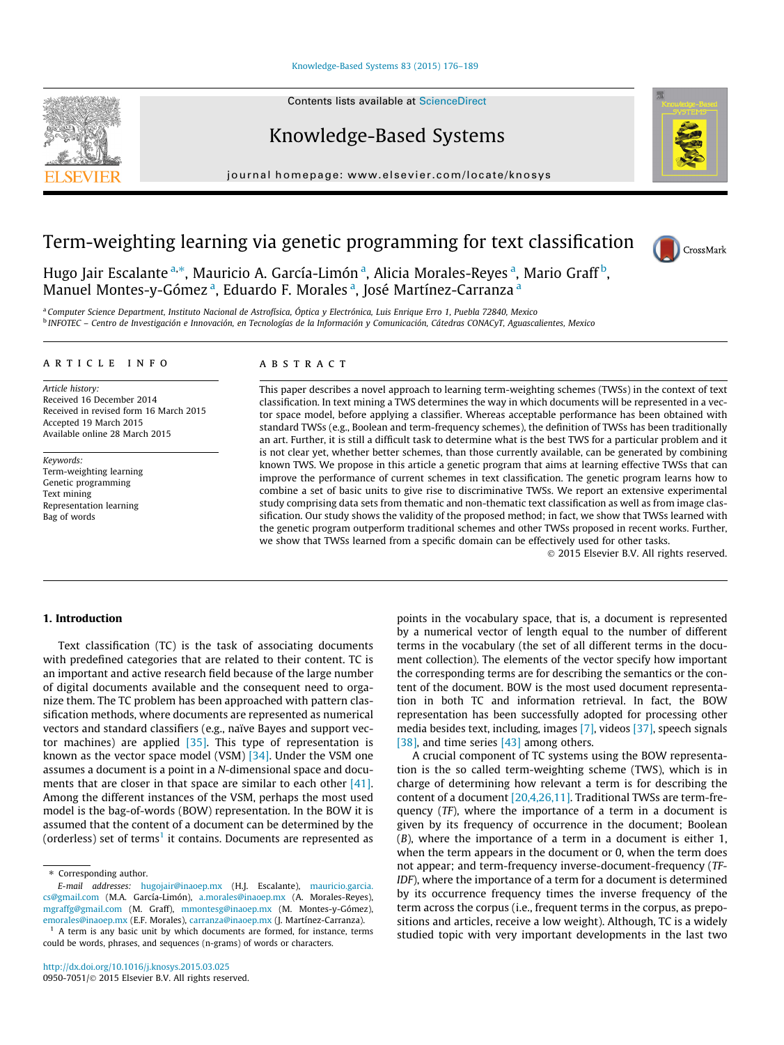# Term-weighting learning via genetic programming for text classification

Hugo Jair Escalante [a,*], Mauricio A. García-Limón [a], Alicia Morales-Reyes [a], Mario Graff [b], Manuel Montes-y-Gómez [a], Eduardo F. Morales [a], José Martínez-Carranza [a]

[a] Computer Science Department, Instituto Nacional de Astrofísica, Óptica y Electrónica, Luis Enrique Erro 1, Puebla 72840, Mexico

[b] INFOTEC – Centro de Investigación e Innovación, en Tecnologías de la Información y Comunicación, Cátedras CONACyT, Aguascalientes, Mexico

## ARTICLE INFO

*Article history:*
Received 16 December 2014
Received in revised form 16 March 2015
Accepted 19 March 2015
Available online 28 March 2015

*Keywords:*
Term-weighting learning
Genetic programming
Text mining
Representation learning
Bag of words

## ABSTRACT

This paper describes a novel approach to learning term-weighting schemes (TWSs) in the context of text classification. In text mining a TWS determines the way in which documents will be represented in a vector space model, before applying a classifier. Whereas acceptable performance has been obtained with standard TWSs (e.g., Boolean and term-frequency schemes), the definition of TWSs has been traditionally an art. Further, it is still a difficult task to determine what is the best TWS for a particular problem and it is not clear yet, whether better schemes, than those currently available, can be generated by combining known TWS. We propose in this article a genetic program that aims at learning effective TWSs that can improve the performance of current schemes in text classification. The genetic program learns how to combine a set of basic units to give rise to discriminative TWSs. We report an extensive experimental study comprising data sets from thematic and non-thematic text classification as well as from image classification. Our study shows the validity of the proposed method; in fact, we show that TWSs learned with the genetic program outperform traditional schemes and other TWSs proposed in recent works. Further, we show that TWSs learned from a specific domain can be effectively used for other tasks.

© 2015 Elsevier B.V. All rights reserved.

## 1. Introduction

Text classification (TC) is the task of associating documents with predefined categories that are related to their content. TC is an important and active research field because of the large number of digital documents available and the consequent need to organize them. The TC problem has been approached with pattern classification methods, where documents are represented as numerical vectors and standard classifiers (e.g., naïve Bayes and support vector machines) are applied [35]. This type of representation is known as the vector space model (VSM) [34]. Under the VSM one assumes a document is a point in a $N$-dimensional space and documents that are closer in that space are similar to each other [41]. Among the different instances of the VSM, perhaps the most used model is the bag-of-words (BOW) representation. In the BOW it is assumed that the content of a document can be determined by the (orderless) set of terms[1] it contains. Documents are represented as points in the vocabulary space, that is, a document is represented by a numerical vector of length equal to the number of different terms in the vocabulary (the set of all different terms in the document collection). The elements of the vector specify how important the corresponding terms are for describing the semantics or the content of the document. BOW is the most used document representation in both TC and information retrieval. In fact, the BOW representation has been successfully adopted for processing other media besides text, including, images [7], videos [37], speech signals [38], and time series [43] among others.

A crucial component of TC systems using the BOW representation is the so called term-weighting scheme (TWS), which is in charge of determining how relevant a term is for describing the content of a document [20,4,26,11]. Traditional TWSs are term-frequency (*TF*), where the importance of a term in a document is given by its frequency of occurrence in the document; Boolean (*B*), where the importance of a term in a document is either 1, when the term appears in the document or 0, when the term does not appear; and term-frequency inverse-document-frequency (*TF-IDF*), where the importance of a term for a document is determined by its occurrence frequency times the inverse frequency of the term across the corpus (i.e., frequent terms in the corpus, as prepositions and articles, receive a low weight). Although, TC is a widely studied topic with very important developments in the last two

---

* Corresponding author.

*E-mail addresses:* hugojair@inaoep.mx (H.J. Escalante), mauricio.garcia.cs@gmail.com (M.A. García-Limón), a.morales@inaoep.mx (A. Morales-Reyes), mgraffg@gmail.com (M. Graff), mmontesg@inaoep.mx (M. Montes-y-Gómez), emorales@inaoep.mx (E.F. Morales), carranza@inaoep.mx (J. Martínez-Carranza).

[1] A term is any basic unit by which documents are formed, for instance, terms could be words, phrases, and sequences (n-grams) of words or characters.

http://dx.doi.org/10.1016/j.knosys.2015.03.025
0950-7051/© 2015 Elsevier B.V. All rights reserved.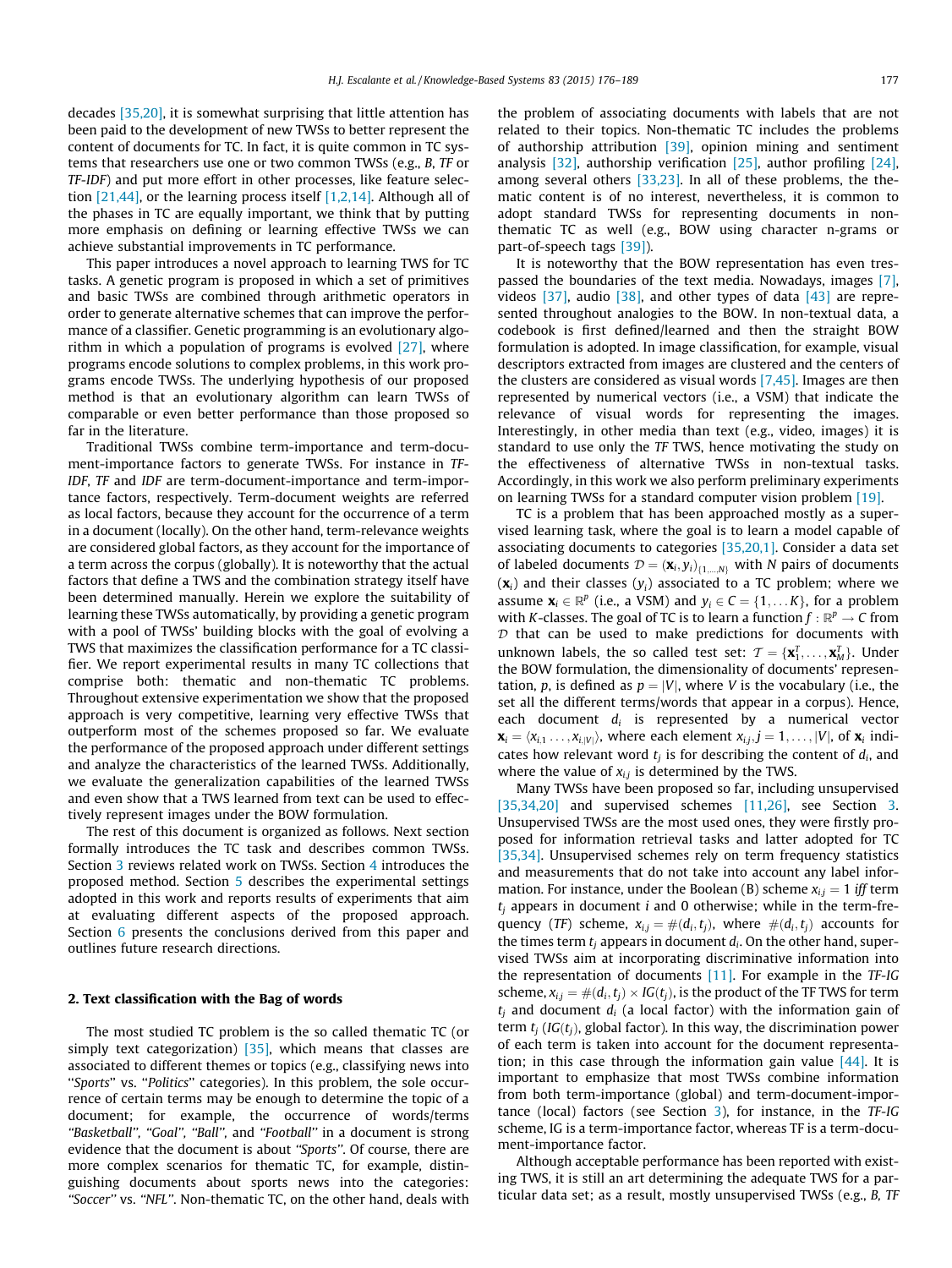decades [35,20], it is somewhat surprising that little attention has been paid to the development of new TWSs to better represent the content of documents for TC. In fact, it is quite common in TC systems that researchers use one or two common TWSs (e.g., *B*, *TF* or *TF-IDF*) and put more effort in other processes, like feature selection [21,44], or the learning process itself [1,2,14]. Although all of the phases in TC are equally important, we think that by putting more emphasis on defining or learning effective TWSs we can achieve substantial improvements in TC performance.

This paper introduces a novel approach to learning TWS for TC tasks. A genetic program is proposed in which a set of primitives and basic TWSs are combined through arithmetic operators in order to generate alternative schemes that can improve the performance of a classifier. Genetic programming is an evolutionary algorithm in which a population of programs is evolved [27], where programs encode solutions to complex problems, in this work programs encode TWSs. The underlying hypothesis of our proposed method is that an evolutionary algorithm can learn TWSs of comparable or even better performance than those proposed so far in the literature.

Traditional TWSs combine term-importance and term-document-importance factors to generate TWSs. For instance in *TF-IDF*, *TF* and *IDF* are term-document-importance and term-importance factors, respectively. Term-document weights are referred as local factors, because they account for the occurrence of a term in a document (locally). On the other hand, term-relevance weights are considered global factors, as they account for the importance of a term across the corpus (globally). It is noteworthy that the actual factors that define a TWS and the combination strategy itself have been determined manually. Herein we explore the suitability of learning these TWSs automatically, by providing a genetic program with a pool of TWSs' building blocks with the goal of evolving a TWS that maximizes the classification performance for a TC classifier. We report experimental results in many TC collections that comprise both: thematic and non-thematic TC problems. Throughout extensive experimentation we show that the proposed approach is very competitive, learning very effective TWSs that outperform most of the schemes proposed so far. We evaluate the performance of the proposed approach under different settings and analyze the characteristics of the learned TWSs. Additionally, we evaluate the generalization capabilities of the learned TWSs and even show that a TWS learned from text can be used to effectively represent images under the BOW formulation.

The rest of this document is organized as follows. Next section formally introduces the TC task and describes common TWSs. Section 3 reviews related work on TWSs. Section 4 introduces the proposed method. Section 5 describes the experimental settings adopted in this work and reports results of experiments that aim at evaluating different aspects of the proposed approach. Section 6 presents the conclusions derived from this paper and outlines future research directions.

## 2. Text classification with the Bag of words

The most studied TC problem is the so called thematic TC (or simply text categorization) [35], which means that classes are associated to different themes or topics (e.g., classifying news into "*Sports*" vs. "*Politics*" categories). In this problem, the sole occurrence of certain terms may be enough to determine the topic of a document; for example, the occurrence of words/terms *"Basketball"*, *"Goal"*, *"Ball"*, and *"Football"* in a document is strong evidence that the document is about *"Sports"*. Of course, there are more complex scenarios for thematic TC, for example, distinguishing documents about sports news into the categories: *"Soccer"* vs. *"NFL"*. Non-thematic TC, on the other hand, deals with the problem of associating documents with labels that are not related to their topics. Non-thematic TC includes the problems of authorship attribution [39], opinion mining and sentiment analysis [32], authorship verification [25], author profiling [24], among several others [33,23]. In all of these problems, the thematic content is of no interest, nevertheless, it is common to adopt standard TWSs for representing documents in non-thematic TC as well (e.g., BOW using character n-grams or part-of-speech tags [39]).

It is noteworthy that the BOW representation has even trespassed the boundaries of the text media. Nowadays, images [7], videos [37], audio [38], and other types of data [43] are represented throughout analogies to the BOW. In non-textual data, a codebook is first defined/learned and then the straight BOW formulation is adopted. In image classification, for example, visual descriptors extracted from images are clustered and the centers of the clusters are considered as visual words [7,45]. Images are then represented by numerical vectors (i.e., a VSM) that indicate the relevance of visual words for representing the images. Interestingly, in other media than text (e.g., video, images) it is standard to use only the *TF* TWS, hence motivating the study on the effectiveness of alternative TWSs in non-textual tasks. Accordingly, in this work we also perform preliminary experiments on learning TWSs for a standard computer vision problem [19].

TC is a problem that has been approached mostly as a supervised learning task, where the goal is to learn a model capable of associating documents to categories [35,20,1]. Consider a data set of labeled documents $\mathcal{D} = (\mathbf{x}_i, y_i)_{\{1,\dots,N\}}$ with $N$ pairs of documents ($\mathbf{x}_i$) and their classes ($y_i$) associated to a TC problem; where we assume $\mathbf{x}_i \in \mathbb{R}^p$ (i.e., a VSM) and $y_i \in C = \{1, \dots K\}$, for a problem with $K$-classes. The goal of TC is to learn a function $f : \mathbb{R}^p \rightarrow C$ from $\mathcal{D}$ that can be used to make predictions for documents with unknown labels, the so called test set: $\mathcal{T} = \{\mathbf{x}^T_1, \dots, \mathbf{x}^T_M\}$. Under the BOW formulation, the dimensionality of documents' representation, $p$, is defined as $p = |V|$, where $V$ is the vocabulary (i.e., the set all the different terms/words that appear in a corpus). Hence, each document $d_i$ is represented by a numerical vector $\mathbf{x}_i = \langle x_{i,1} \dots, x_{i,|V|} \rangle$, where each element $x_{i,j}, j = 1, \dots, |V|$, of $\mathbf{x}_i$ indicates how relevant word $t_j$ is for describing the content of $d_i$, and where the value of $x_{i,j}$ is determined by the TWS.

Many TWSs have been proposed so far, including unsupervised [35,34,20] and supervised schemes [11,26], see Section 3. Unsupervised TWSs are the most used ones, they were firstly proposed for information retrieval tasks and latter adopted for TC [35,34]. Unsupervised schemes rely on term frequency statistics and measurements that do not take into account any label information. For instance, under the Boolean (B) scheme $x_{i,j} = 1$ *iff* term $t_j$ appears in document $i$ and 0 otherwise; while in the term-frequency (*TF*) scheme, $x_{i,j} = \#(d_i, t_j)$, where $\#(d_i, t_j)$ accounts for the times term $t_j$ appears in document $d_i$. On the other hand, supervised TWSs aim at incorporating discriminative information into the representation of documents [11]. For example in the *TF-IG* scheme, $x_{i,j} = \#(d_i, t_j) \times IG(t_j)$, is the product of the TF TWS for term $t_j$ and document $d_i$ (a local factor) with the information gain of term $t_j$ ($IG(t_j)$, global factor). In this way, the discrimination power of each term is taken into account for the document representation; in this case through the information gain value [44]. It is important to emphasize that most TWSs combine information from both term-importance (global) and term-document-importance (local) factors (see Section 3), for instance, in the *TF-IG* scheme, IG is a term-importance factor, whereas TF is a term-document-importance factor.

Although acceptable performance has been reported with existing TWS, it is still an art determining the adequate TWS for a particular data set; as a result, mostly unsupervised TWSs (e.g., *B*, *TF*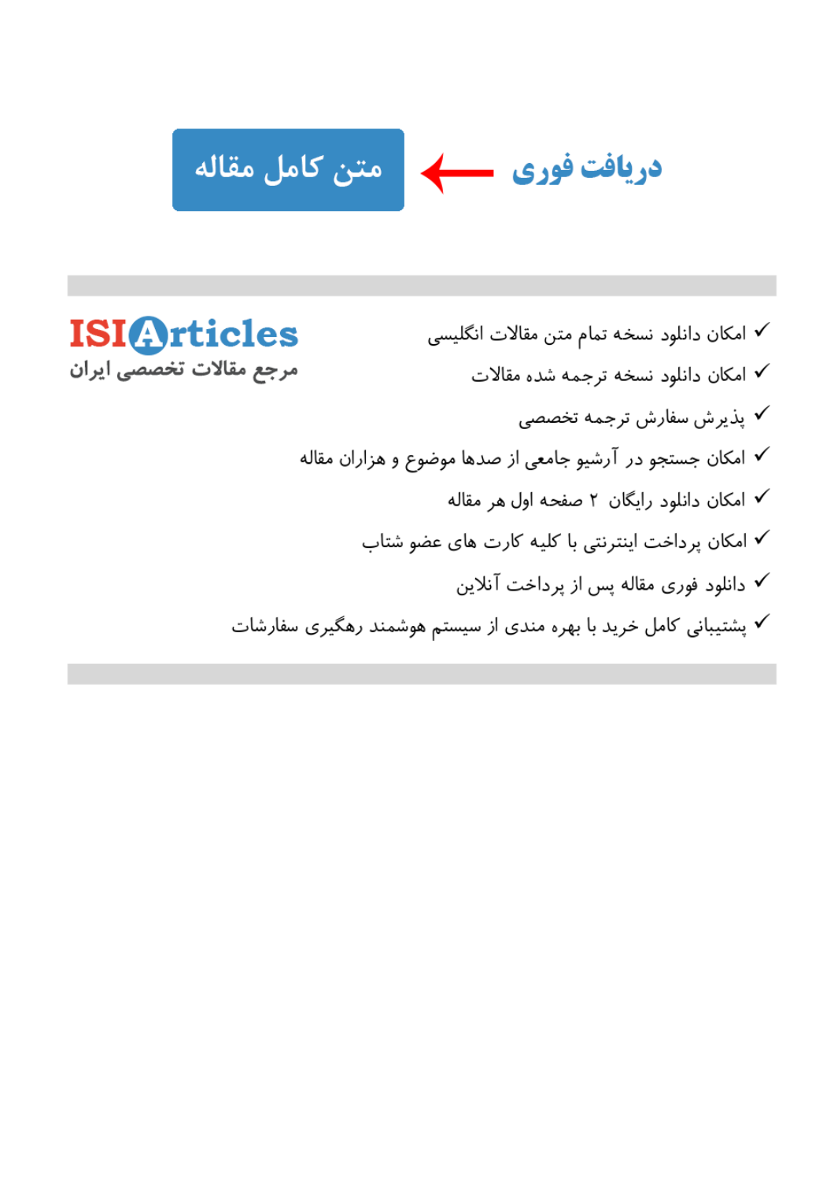دریافت فوری ← متن کامل مقاله

**ISIArticles**
مرجع مقالات تخصصی ایران

- ✓ امکان دانلود نسخه تمام متن مقالات انگلیسی
- ✓ امکان دانلود نسخه ترجمه شده مقالات
- ✓ پذیرش سفارش ترجمه تخصصی
- ✓ امکان جستجو در آرشیو جامعی از صدها موضوع و هزاران مقاله
- ✓ امکان دانلود رایگان ۲ صفحه اول هر مقاله
- ✓ امکان پرداخت اینترنتی با کلیه کارت های عضو شتاب
- ✓ دانلود فوری مقاله پس از پرداخت آنلاین
- ✓ پشتیبانی کامل خرید با بهره مندی از سیستم هوشمند رهگیری سفارشات